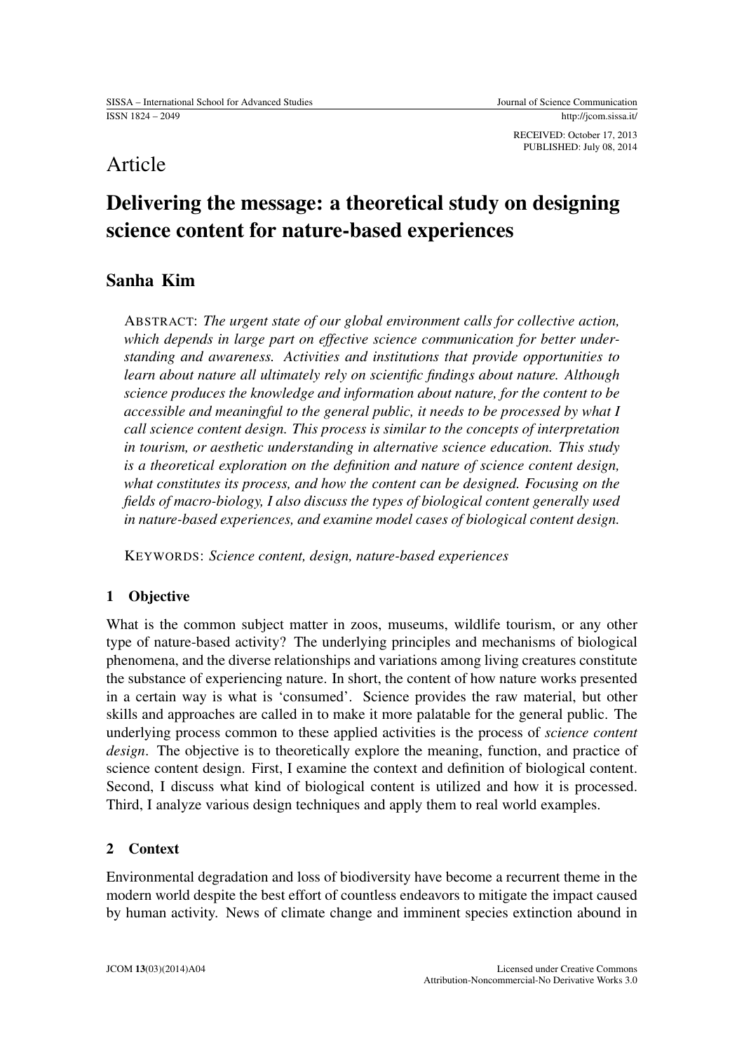RECEIVED: October 17, 2013
PUBLISHED: July 08, 2014

Article

# Delivering the message: a theoretical study on designing science content for nature-based experiences

## Sanha Kim

ABSTRACT: *The urgent state of our global environment calls for collective action, which depends in large part on effective science communication for better understanding and awareness. Activities and institutions that provide opportunities to learn about nature all ultimately rely on scientific findings about nature. Although science produces the knowledge and information about nature, for the content to be accessible and meaningful to the general public, it needs to be processed by what I call science content design. This process is similar to the concepts of interpretation in tourism, or aesthetic understanding in alternative science education. This study is a theoretical exploration on the definition and nature of science content design, what constitutes its process, and how the content can be designed. Focusing on the fields of macro-biology, I also discuss the types of biological content generally used in nature-based experiences, and examine model cases of biological content design.*

KEYWORDS: *Science content, design, nature-based experiences*

## 1 Objective

What is the common subject matter in zoos, museums, wildlife tourism, or any other type of nature-based activity? The underlying principles and mechanisms of biological phenomena, and the diverse relationships and variations among living creatures constitute the substance of experiencing nature. In short, the content of how nature works presented in a certain way is what is 'consumed'. Science provides the raw material, but other skills and approaches are called in to make it more palatable for the general public. The underlying process common to these applied activities is the process of *science content design*. The objective is to theoretically explore the meaning, function, and practice of science content design. First, I examine the context and definition of biological content. Second, I discuss what kind of biological content is utilized and how it is processed. Third, I analyze various design techniques and apply them to real world examples.

## 2 Context

Environmental degradation and loss of biodiversity have become a recurrent theme in the modern world despite the best effort of countless endeavors to mitigate the impact caused by human activity. News of climate change and imminent species extinction abound in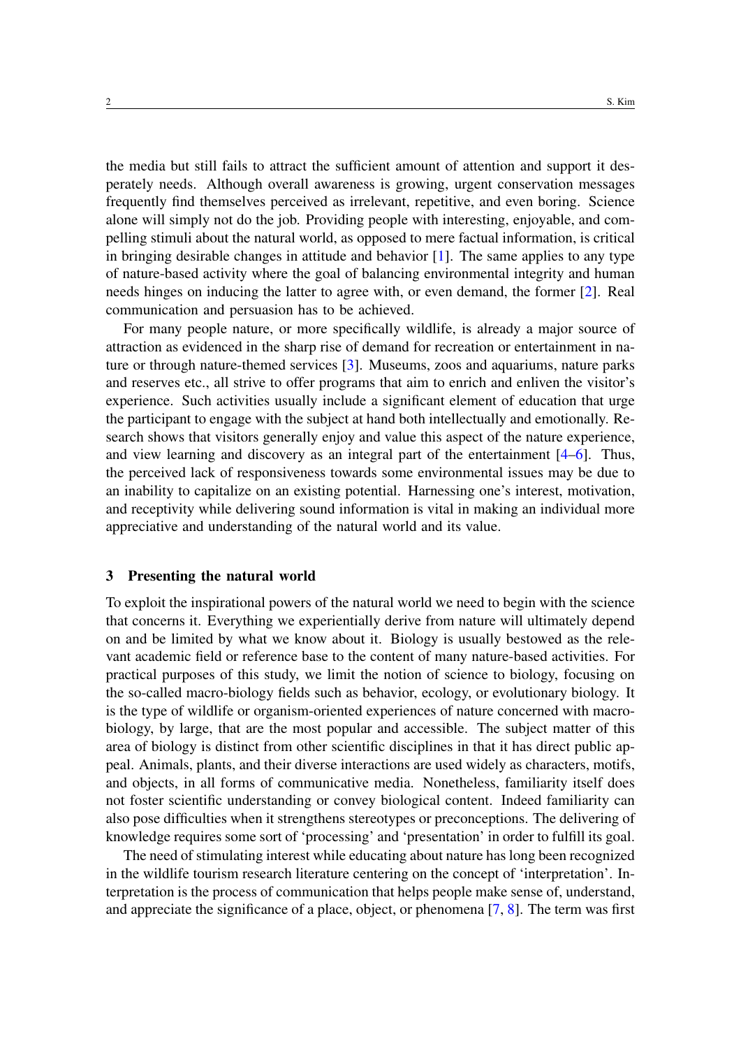the media but still fails to attract the sufficient amount of attention and support it desperately needs. Although overall awareness is growing, urgent conservation messages frequently find themselves perceived as irrelevant, repetitive, and even boring. Science alone will simply not do the job. Providing people with interesting, enjoyable, and compelling stimuli about the natural world, as opposed to mere factual information, is critical in bringing desirable changes in attitude and behavior [1]. The same applies to any type of nature-based activity where the goal of balancing environmental integrity and human needs hinges on inducing the latter to agree with, or even demand, the former [2]. Real communication and persuasion has to be achieved.

For many people nature, or more specifically wildlife, is already a major source of attraction as evidenced in the sharp rise of demand for recreation or entertainment in nature or through nature-themed services [3]. Museums, zoos and aquariums, nature parks and reserves etc., all strive to offer programs that aim to enrich and enliven the visitor's experience. Such activities usually include a significant element of education that urge the participant to engage with the subject at hand both intellectually and emotionally. Research shows that visitors generally enjoy and value this aspect of the nature experience, and view learning and discovery as an integral part of the entertainment [4–6]. Thus, the perceived lack of responsiveness towards some environmental issues may be due to an inability to capitalize on an existing potential. Harnessing one's interest, motivation, and receptivity while delivering sound information is vital in making an individual more appreciative and understanding of the natural world and its value.

## 3 Presenting the natural world

To exploit the inspirational powers of the natural world we need to begin with the science that concerns it. Everything we experientially derive from nature will ultimately depend on and be limited by what we know about it. Biology is usually bestowed as the relevant academic field or reference base to the content of many nature-based activities. For practical purposes of this study, we limit the notion of science to biology, focusing on the so-called macro-biology fields such as behavior, ecology, or evolutionary biology. It is the type of wildlife or organism-oriented experiences of nature concerned with macro-biology, by large, that are the most popular and accessible. The subject matter of this area of biology is distinct from other scientific disciplines in that it has direct public appeal. Animals, plants, and their diverse interactions are used widely as characters, motifs, and objects, in all forms of communicative media. Nonetheless, familiarity itself does not foster scientific understanding or convey biological content. Indeed familiarity can also pose difficulties when it strengthens stereotypes or preconceptions. The delivering of knowledge requires some sort of 'processing' and 'presentation' in order to fulfill its goal.

The need of stimulating interest while educating about nature has long been recognized in the wildlife tourism research literature centering on the concept of 'interpretation'. Interpretation is the process of communication that helps people make sense of, understand, and appreciate the significance of a place, object, or phenomena [7, 8]. The term was first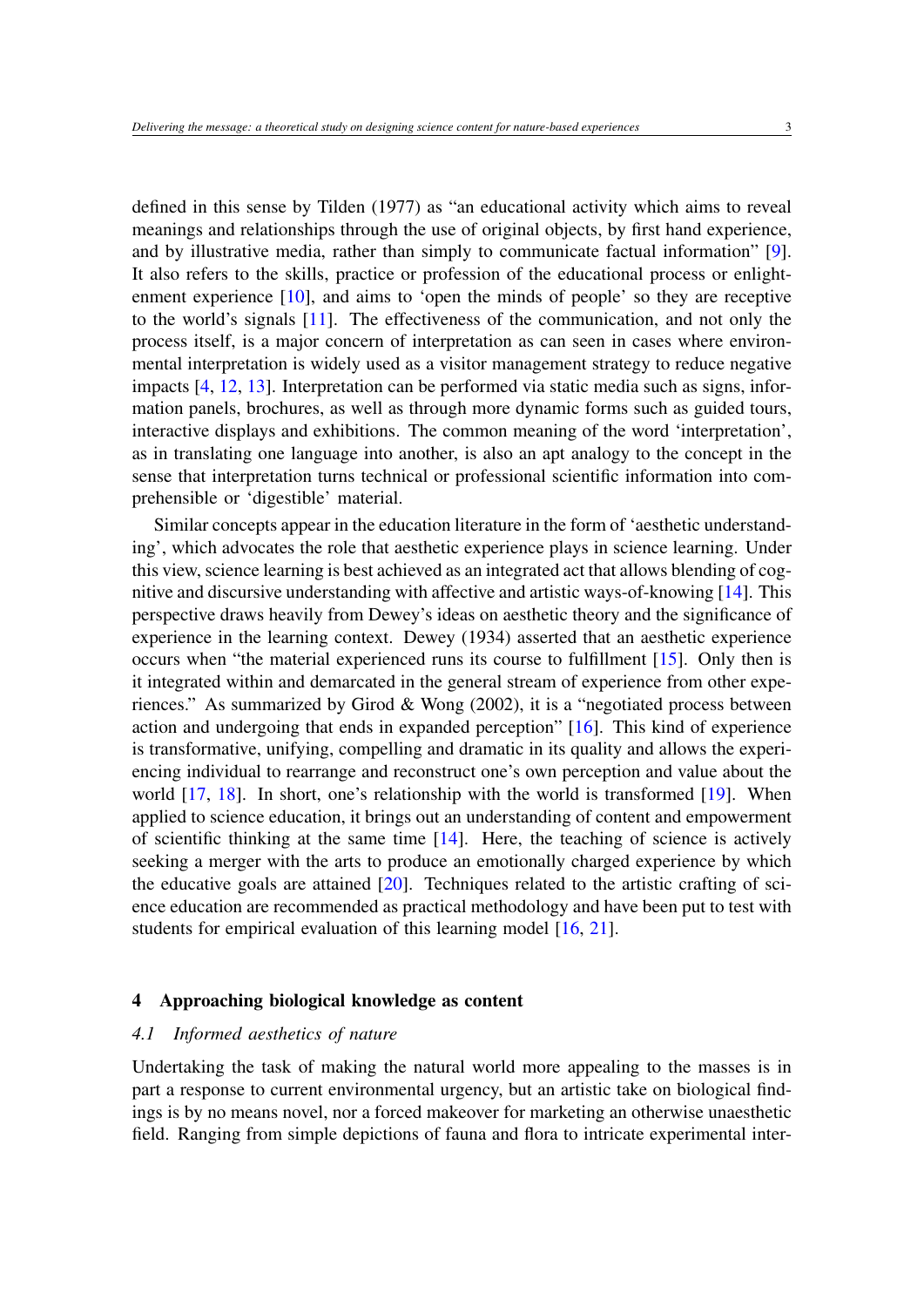defined in this sense by Tilden (1977) as "an educational activity which aims to reveal meanings and relationships through the use of original objects, by first hand experience, and by illustrative media, rather than simply to communicate factual information" [9]. It also refers to the skills, practice or profession of the educational process or enlightenment experience [10], and aims to 'open the minds of people' so they are receptive to the world's signals [11]. The effectiveness of the communication, and not only the process itself, is a major concern of interpretation as can seen in cases where environmental interpretation is widely used as a visitor management strategy to reduce negative impacts [4, 12, 13]. Interpretation can be performed via static media such as signs, information panels, brochures, as well as through more dynamic forms such as guided tours, interactive displays and exhibitions. The common meaning of the word 'interpretation', as in translating one language into another, is also an apt analogy to the concept in the sense that interpretation turns technical or professional scientific information into comprehensible or 'digestible' material.

Similar concepts appear in the education literature in the form of 'aesthetic understanding', which advocates the role that aesthetic experience plays in science learning. Under this view, science learning is best achieved as an integrated act that allows blending of cognitive and discursive understanding with affective and artistic ways-of-knowing [14]. This perspective draws heavily from Dewey's ideas on aesthetic theory and the significance of experience in the learning context. Dewey (1934) asserted that an aesthetic experience occurs when "the material experienced runs its course to fulfillment [15]. Only then is it integrated within and demarcated in the general stream of experience from other experiences." As summarized by Girod & Wong (2002), it is a "negotiated process between action and undergoing that ends in expanded perception" [16]. This kind of experience is transformative, unifying, compelling and dramatic in its quality and allows the experiencing individual to rearrange and reconstruct one's own perception and value about the world [17, 18]. In short, one's relationship with the world is transformed [19]. When applied to science education, it brings out an understanding of content and empowerment of scientific thinking at the same time [14]. Here, the teaching of science is actively seeking a merger with the arts to produce an emotionally charged experience by which the educative goals are attained [20]. Techniques related to the artistic crafting of science education are recommended as practical methodology and have been put to test with students for empirical evaluation of this learning model [16, 21].

## 4 Approaching biological knowledge as content

### *4.1 Informed aesthetics of nature*

Undertaking the task of making the natural world more appealing to the masses is in part a response to current environmental urgency, but an artistic take on biological findings is by no means novel, nor a forced makeover for marketing an otherwise unaesthetic field. Ranging from simple depictions of fauna and flora to intricate experimental inter-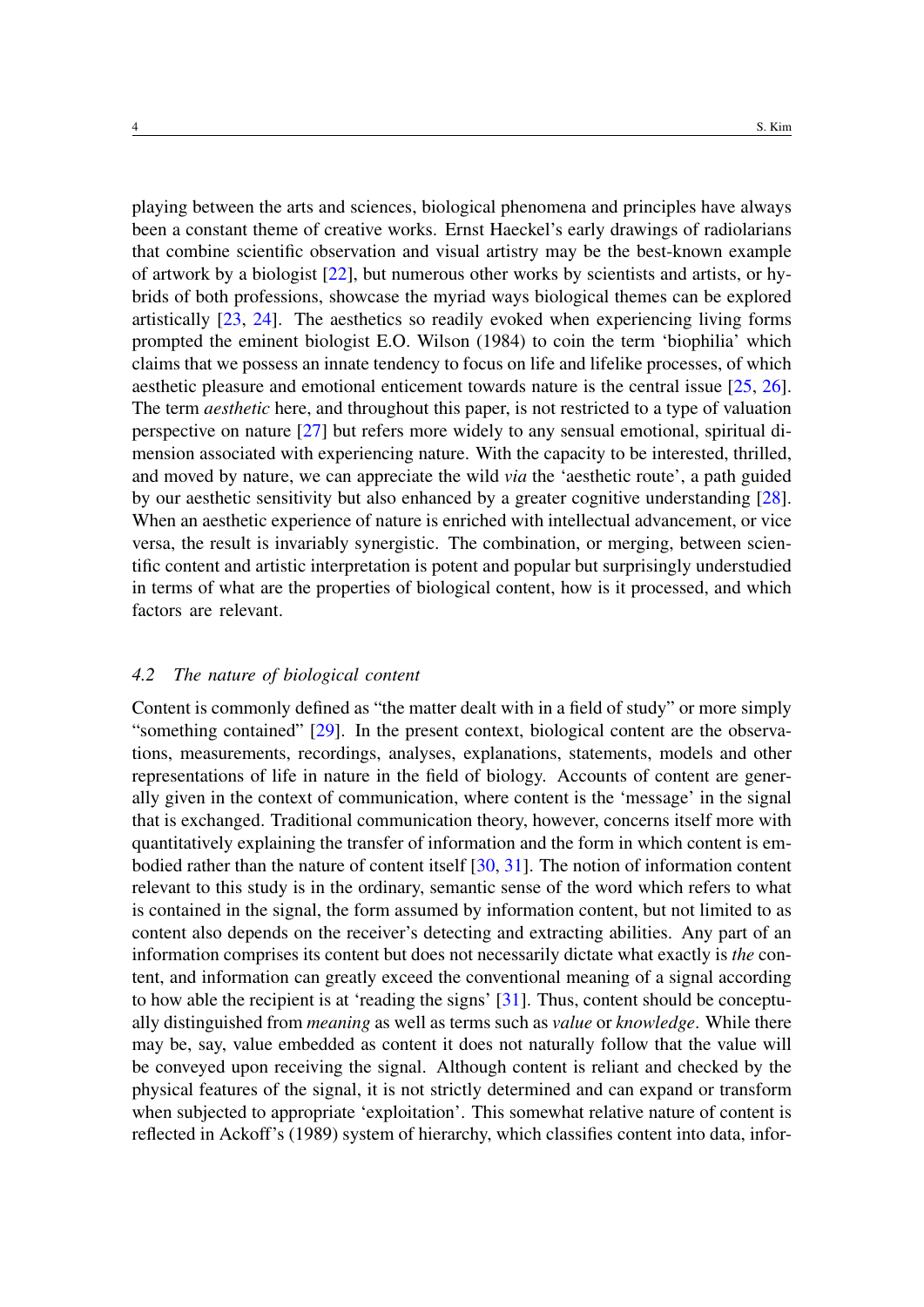playing between the arts and sciences, biological phenomena and principles have always been a constant theme of creative works. Ernst Haeckel's early drawings of radiolarians that combine scientific observation and visual artistry may be the best-known example of artwork by a biologist [22], but numerous other works by scientists and artists, or hybrids of both professions, showcase the myriad ways biological themes can be explored artistically [23, 24]. The aesthetics so readily evoked when experiencing living forms prompted the eminent biologist E.O. Wilson (1984) to coin the term 'biophilia' which claims that we possess an innate tendency to focus on life and lifelike processes, of which aesthetic pleasure and emotional enticement towards nature is the central issue [25, 26]. The term *aesthetic* here, and throughout this paper, is not restricted to a type of valuation perspective on nature [27] but refers more widely to any sensual emotional, spiritual dimension associated with experiencing nature. With the capacity to be interested, thrilled, and moved by nature, we can appreciate the wild *via* the 'aesthetic route', a path guided by our aesthetic sensitivity but also enhanced by a greater cognitive understanding [28]. When an aesthetic experience of nature is enriched with intellectual advancement, or vice versa, the result is invariably synergistic. The combination, or merging, between scientific content and artistic interpretation is potent and popular but surprisingly understudied in terms of what are the properties of biological content, how is it processed, and which factors are relevant.

### *4.2 The nature of biological content*

Content is commonly defined as "the matter dealt with in a field of study" or more simply "something contained" [29]. In the present context, biological content are the observations, measurements, recordings, analyses, explanations, statements, models and other representations of life in nature in the field of biology. Accounts of content are generally given in the context of communication, where content is the 'message' in the signal that is exchanged. Traditional communication theory, however, concerns itself more with quantitatively explaining the transfer of information and the form in which content is embodied rather than the nature of content itself [30, 31]. The notion of information content relevant to this study is in the ordinary, semantic sense of the word which refers to what is contained in the signal, the form assumed by information content, but not limited to as content also depends on the receiver's detecting and extracting abilities. Any part of an information comprises its content but does not necessarily dictate what exactly is *the* content, and information can greatly exceed the conventional meaning of a signal according to how able the recipient is at 'reading the signs' [31]. Thus, content should be conceptually distinguished from *meaning* as well as terms such as *value* or *knowledge*. While there may be, say, value embedded as content it does not naturally follow that the value will be conveyed upon receiving the signal. Although content is reliant and checked by the physical features of the signal, it is not strictly determined and can expand or transform when subjected to appropriate 'exploitation'. This somewhat relative nature of content is reflected in Ackoff's (1989) system of hierarchy, which classifies content into data, infor-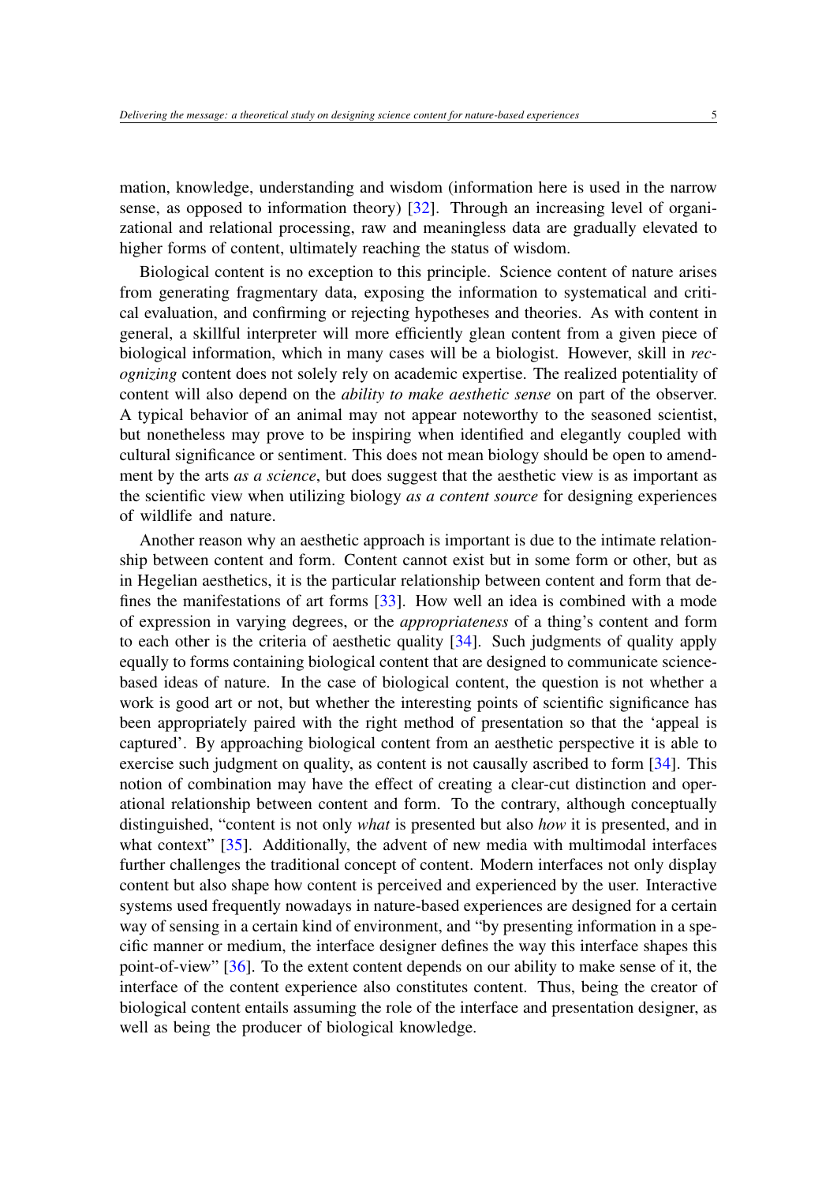mation, knowledge, understanding and wisdom (information here is used in the narrow sense, as opposed to information theory) [32]. Through an increasing level of organizational and relational processing, raw and meaningless data are gradually elevated to higher forms of content, ultimately reaching the status of wisdom.

Biological content is no exception to this principle. Science content of nature arises from generating fragmentary data, exposing the information to systematical and critical evaluation, and confirming or rejecting hypotheses and theories. As with content in general, a skillful interpreter will more efficiently glean content from a given piece of biological information, which in many cases will be a biologist. However, skill in *recognizing* content does not solely rely on academic expertise. The realized potentiality of content will also depend on the *ability to make aesthetic sense* on part of the observer. A typical behavior of an animal may not appear noteworthy to the seasoned scientist, but nonetheless may prove to be inspiring when identified and elegantly coupled with cultural significance or sentiment. This does not mean biology should be open to amendment by the arts *as a science*, but does suggest that the aesthetic view is as important as the scientific view when utilizing biology *as a content source* for designing experiences of wildlife and nature.

Another reason why an aesthetic approach is important is due to the intimate relationship between content and form. Content cannot exist but in some form or other, but as in Hegelian aesthetics, it is the particular relationship between content and form that defines the manifestations of art forms [33]. How well an idea is combined with a mode of expression in varying degrees, or the *appropriateness* of a thing's content and form to each other is the criteria of aesthetic quality [34]. Such judgments of quality apply equally to forms containing biological content that are designed to communicate science-based ideas of nature. In the case of biological content, the question is not whether a work is good art or not, but whether the interesting points of scientific significance has been appropriately paired with the right method of presentation so that the 'appeal is captured'. By approaching biological content from an aesthetic perspective it is able to exercise such judgment on quality, as content is not causally ascribed to form [34]. This notion of combination may have the effect of creating a clear-cut distinction and operational relationship between content and form. To the contrary, although conceptually distinguished, "content is not only *what* is presented but also *how* it is presented, and in what context" [35]. Additionally, the advent of new media with multimodal interfaces further challenges the traditional concept of content. Modern interfaces not only display content but also shape how content is perceived and experienced by the user. Interactive systems used frequently nowadays in nature-based experiences are designed for a certain way of sensing in a certain kind of environment, and "by presenting information in a specific manner or medium, the interface designer defines the way this interface shapes this point-of-view" [36]. To the extent content depends on our ability to make sense of it, the interface of the content experience also constitutes content. Thus, being the creator of biological content entails assuming the role of the interface and presentation designer, as well as being the producer of biological knowledge.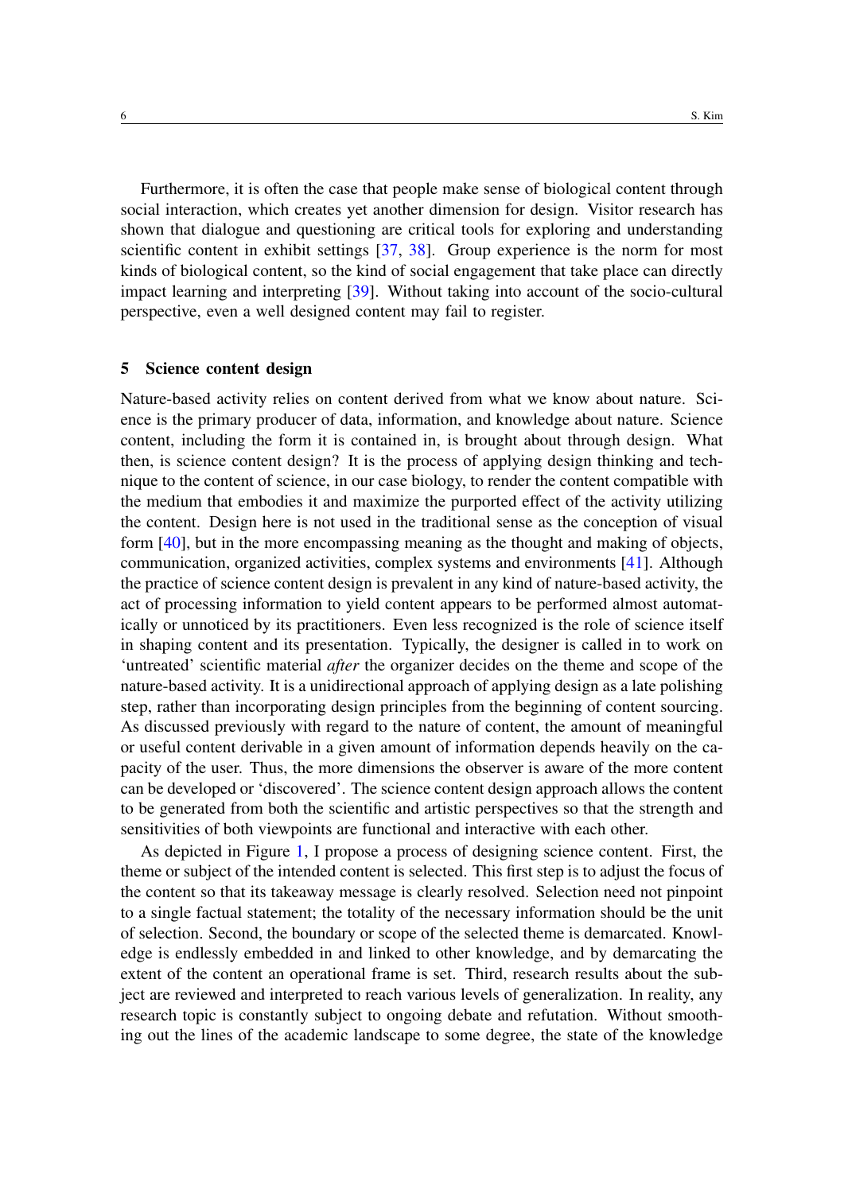Furthermore, it is often the case that people make sense of biological content through social interaction, which creates yet another dimension for design. Visitor research has shown that dialogue and questioning are critical tools for exploring and understanding scientific content in exhibit settings [37, 38]. Group experience is the norm for most kinds of biological content, so the kind of social engagement that take place can directly impact learning and interpreting [39]. Without taking into account of the socio-cultural perspective, even a well designed content may fail to register.

## 5 Science content design

Nature-based activity relies on content derived from what we know about nature. Science is the primary producer of data, information, and knowledge about nature. Science content, including the form it is contained in, is brought about through design. What then, is science content design? It is the process of applying design thinking and technique to the content of science, in our case biology, to render the content compatible with the medium that embodies it and maximize the purported effect of the activity utilizing the content. Design here is not used in the traditional sense as the conception of visual form [40], but in the more encompassing meaning as the thought and making of objects, communication, organized activities, complex systems and environments [41]. Although the practice of science content design is prevalent in any kind of nature-based activity, the act of processing information to yield content appears to be performed almost automatically or unnoticed by its practitioners. Even less recognized is the role of science itself in shaping content and its presentation. Typically, the designer is called in to work on 'untreated' scientific material *after* the organizer decides on the theme and scope of the nature-based activity. It is a unidirectional approach of applying design as a late polishing step, rather than incorporating design principles from the beginning of content sourcing. As discussed previously with regard to the nature of content, the amount of meaningful or useful content derivable in a given amount of information depends heavily on the capacity of the user. Thus, the more dimensions the observer is aware of the more content can be developed or 'discovered'. The science content design approach allows the content to be generated from both the scientific and artistic perspectives so that the strength and sensitivities of both viewpoints are functional and interactive with each other.

As depicted in Figure 1, I propose a process of designing science content. First, the theme or subject of the intended content is selected. This first step is to adjust the focus of the content so that its takeaway message is clearly resolved. Selection need not pinpoint to a single factual statement; the totality of the necessary information should be the unit of selection. Second, the boundary or scope of the selected theme is demarcated. Knowledge is endlessly embedded in and linked to other knowledge, and by demarcating the extent of the content an operational frame is set. Third, research results about the subject are reviewed and interpreted to reach various levels of generalization. In reality, any research topic is constantly subject to ongoing debate and refutation. Without smoothing out the lines of the academic landscape to some degree, the state of the knowledge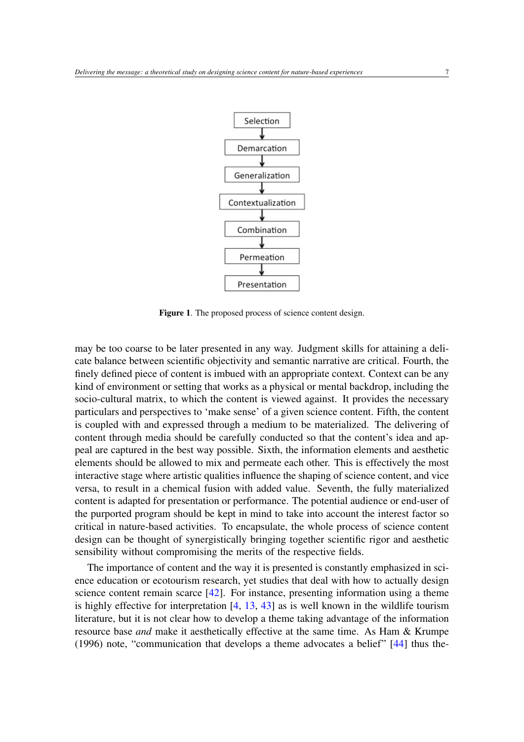Selection → Demarcation → Generalization → Contextualization → Combination → Permeation → Presentation

**Figure 1**. The proposed process of science content design.

may be too coarse to be later presented in any way. Judgment skills for attaining a delicate balance between scientific objectivity and semantic narrative are critical. Fourth, the finely defined piece of content is imbued with an appropriate context. Context can be any kind of environment or setting that works as a physical or mental backdrop, including the socio-cultural matrix, to which the content is viewed against. It provides the necessary particulars and perspectives to 'make sense' of a given science content. Fifth, the content is coupled with and expressed through a medium to be materialized. The delivering of content through media should be carefully conducted so that the content's idea and appeal are captured in the best way possible. Sixth, the information elements and aesthetic elements should be allowed to mix and permeate each other. This is effectively the most interactive stage where artistic qualities influence the shaping of science content, and vice versa, to result in a chemical fusion with added value. Seventh, the fully materialized content is adapted for presentation or performance. The potential audience or end-user of the purported program should be kept in mind to take into account the interest factor so critical in nature-based activities. To encapsulate, the whole process of science content design can be thought of synergistically bringing together scientific rigor and aesthetic sensibility without compromising the merits of the respective fields.

The importance of content and the way it is presented is constantly emphasized in science education or ecotourism research, yet studies that deal with how to actually design science content remain scarce [42]. For instance, presenting information using a theme is highly effective for interpretation [4, 13, 43] as is well known in the wildlife tourism literature, but it is not clear how to develop a theme taking advantage of the information resource base *and* make it aesthetically effective at the same time. As Ham & Krumpe (1996) note, "communication that develops a theme advocates a belief" [44] thus the-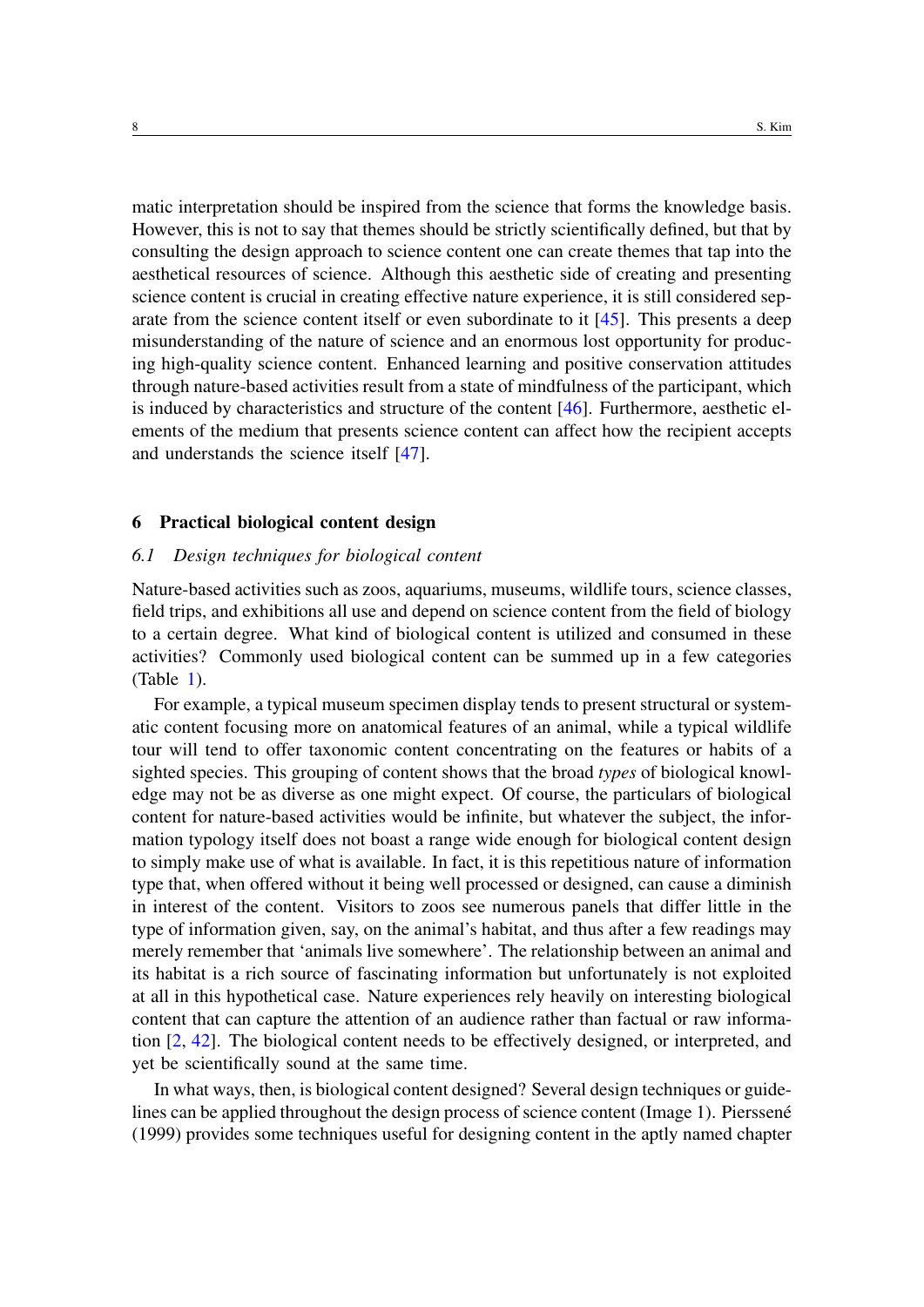matic interpretation should be inspired from the science that forms the knowledge basis. However, this is not to say that themes should be strictly scientifically defined, but that by consulting the design approach to science content one can create themes that tap into the aesthetical resources of science. Although this aesthetic side of creating and presenting science content is crucial in creating effective nature experience, it is still considered separate from the science content itself or even subordinate to it [45]. This presents a deep misunderstanding of the nature of science and an enormous lost opportunity for producing high-quality science content. Enhanced learning and positive conservation attitudes through nature-based activities result from a state of mindfulness of the participant, which is induced by characteristics and structure of the content [46]. Furthermore, aesthetic elements of the medium that presents science content can affect how the recipient accepts and understands the science itself [47].

## 6 Practical biological content design

### *6.1 Design techniques for biological content*

Nature-based activities such as zoos, aquariums, museums, wildlife tours, science classes, field trips, and exhibitions all use and depend on science content from the field of biology to a certain degree. What kind of biological content is utilized and consumed in these activities? Commonly used biological content can be summed up in a few categories (Table 1).

For example, a typical museum specimen display tends to present structural or systematic content focusing more on anatomical features of an animal, while a typical wildlife tour will tend to offer taxonomic content concentrating on the features or habits of a sighted species. This grouping of content shows that the broad *types* of biological knowledge may not be as diverse as one might expect. Of course, the particulars of biological content for nature-based activities would be infinite, but whatever the subject, the information typology itself does not boast a range wide enough for biological content design to simply make use of what is available. In fact, it is this repetitious nature of information type that, when offered without it being well processed or designed, can cause a diminish in interest of the content. Visitors to zoos see numerous panels that differ little in the type of information given, say, on the animal's habitat, and thus after a few readings may merely remember that 'animals live somewhere'. The relationship between an animal and its habitat is a rich source of fascinating information but unfortunately is not exploited at all in this hypothetical case. Nature experiences rely heavily on interesting biological content that can capture the attention of an audience rather than factual or raw information [2, 42]. The biological content needs to be effectively designed, or interpreted, and yet be scientifically sound at the same time.

In what ways, then, is biological content designed? Several design techniques or guidelines can be applied throughout the design process of science content (Image 1). Pierssené (1999) provides some techniques useful for designing content in the aptly named chapter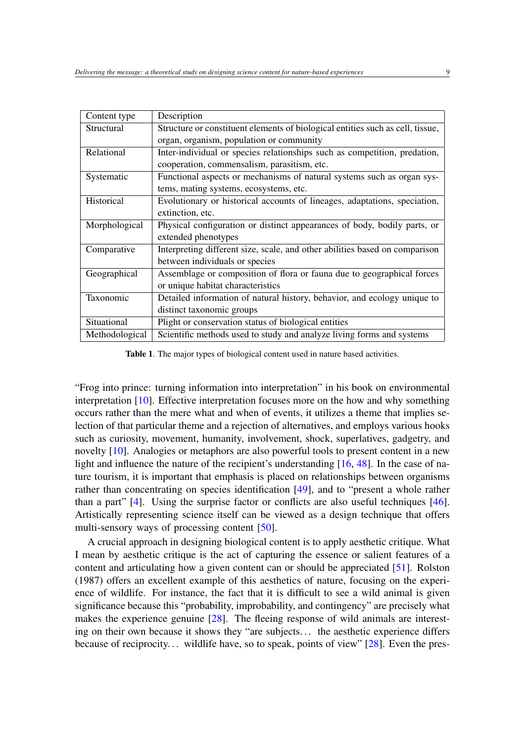| Content type | Description |
|---|---|
| Structural | Structure or constituent elements of biological entities such as cell, tissue, organ, organism, population or community |
| Relational | Inter-individual or species relationships such as competition, predation, cooperation, commensalism, parasitism, etc. |
| Systematic | Functional aspects or mechanisms of natural systems such as organ systems, mating systems, ecosystems, etc. |
| Historical | Evolutionary or historical accounts of lineages, adaptations, speciation, extinction, etc. |
| Morphological | Physical configuration or distinct appearances of body, bodily parts, or extended phenotypes |
| Comparative | Interpreting different size, scale, and other abilities based on comparison between individuals or species |
| Geographical | Assemblage or composition of flora or fauna due to geographical forces or unique habitat characteristics |
| Taxonomic | Detailed information of natural history, behavior, and ecology unique to distinct taxonomic groups |
| Situational | Plight or conservation status of biological entities |
| Methodological | Scientific methods used to study and analyze living forms and systems |

**Table 1**. The major types of biological content used in nature based activities.

"Frog into prince: turning information into interpretation" in his book on environmental interpretation [10]. Effective interpretation focuses more on the how and why something occurs rather than the mere what and when of events, it utilizes a theme that implies selection of that particular theme and a rejection of alternatives, and employs various hooks such as curiosity, movement, humanity, involvement, shock, superlatives, gadgetry, and novelty [10]. Analogies or metaphors are also powerful tools to present content in a new light and influence the nature of the recipient's understanding [16, 48]. In the case of nature tourism, it is important that emphasis is placed on relationships between organisms rather than concentrating on species identification [49], and to "present a whole rather than a part" [4]. Using the surprise factor or conflicts are also useful techniques [46]. Artistically representing science itself can be viewed as a design technique that offers multi-sensory ways of processing content [50].

A crucial approach in designing biological content is to apply aesthetic critique. What I mean by aesthetic critique is the act of capturing the essence or salient features of a content and articulating how a given content can or should be appreciated [51]. Rolston (1987) offers an excellent example of this aesthetics of nature, focusing on the experience of wildlife. For instance, the fact that it is difficult to see a wild animal is given significance because this "probability, improbability, and contingency" are precisely what makes the experience genuine [28]. The fleeing response of wild animals are interesting on their own because it shows they "are subjects… the aesthetic experience differs because of reciprocity… wildlife have, so to speak, points of view" [28]. Even the pres-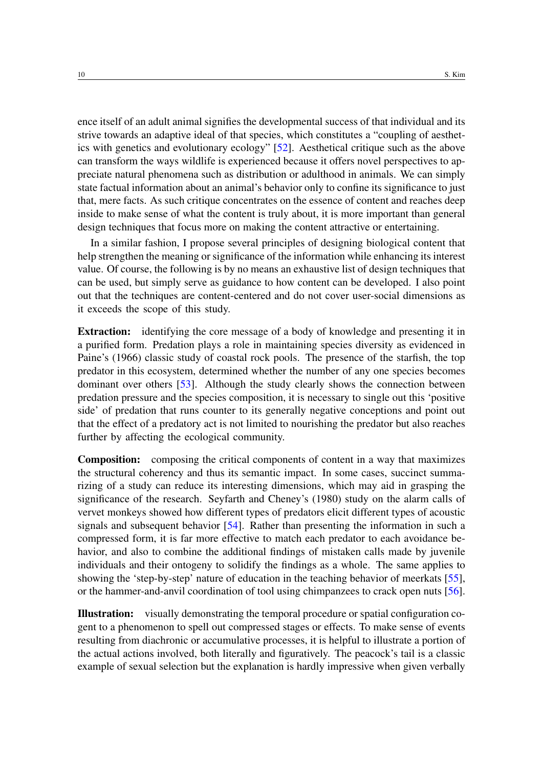ence itself of an adult animal signifies the developmental success of that individual and its strive towards an adaptive ideal of that species, which constitutes a "coupling of aesthetics with genetics and evolutionary ecology" [52]. Aesthetical critique such as the above can transform the ways wildlife is experienced because it offers novel perspectives to appreciate natural phenomena such as distribution or adulthood in animals. We can simply state factual information about an animal's behavior only to confine its significance to just that, mere facts. As such critique concentrates on the essence of content and reaches deep inside to make sense of what the content is truly about, it is more important than general design techniques that focus more on making the content attractive or entertaining.

In a similar fashion, I propose several principles of designing biological content that help strengthen the meaning or significance of the information while enhancing its interest value. Of course, the following is by no means an exhaustive list of design techniques that can be used, but simply serve as guidance to how content can be developed. I also point out that the techniques are content-centered and do not cover user-social dimensions as it exceeds the scope of this study.

**Extraction:** identifying the core message of a body of knowledge and presenting it in a purified form. Predation plays a role in maintaining species diversity as evidenced in Paine's (1966) classic study of coastal rock pools. The presence of the starfish, the top predator in this ecosystem, determined whether the number of any one species becomes dominant over others [53]. Although the study clearly shows the connection between predation pressure and the species composition, it is necessary to single out this 'positive side' of predation that runs counter to its generally negative conceptions and point out that the effect of a predatory act is not limited to nourishing the predator but also reaches further by affecting the ecological community.

**Composition:** composing the critical components of content in a way that maximizes the structural coherency and thus its semantic impact. In some cases, succinct summarizing of a study can reduce its interesting dimensions, which may aid in grasping the significance of the research. Seyfarth and Cheney's (1980) study on the alarm calls of vervet monkeys showed how different types of predators elicit different types of acoustic signals and subsequent behavior [54]. Rather than presenting the information in such a compressed form, it is far more effective to match each predator to each avoidance behavior, and also to combine the additional findings of mistaken calls made by juvenile individuals and their ontogeny to solidify the findings as a whole. The same applies to showing the 'step-by-step' nature of education in the teaching behavior of meerkats [55], or the hammer-and-anvil coordination of tool using chimpanzees to crack open nuts [56].

**Illustration:** visually demonstrating the temporal procedure or spatial configuration cogent to a phenomenon to spell out compressed stages or effects. To make sense of events resulting from diachronic or accumulative processes, it is helpful to illustrate a portion of the actual actions involved, both literally and figuratively. The peacock's tail is a classic example of sexual selection but the explanation is hardly impressive when given verbally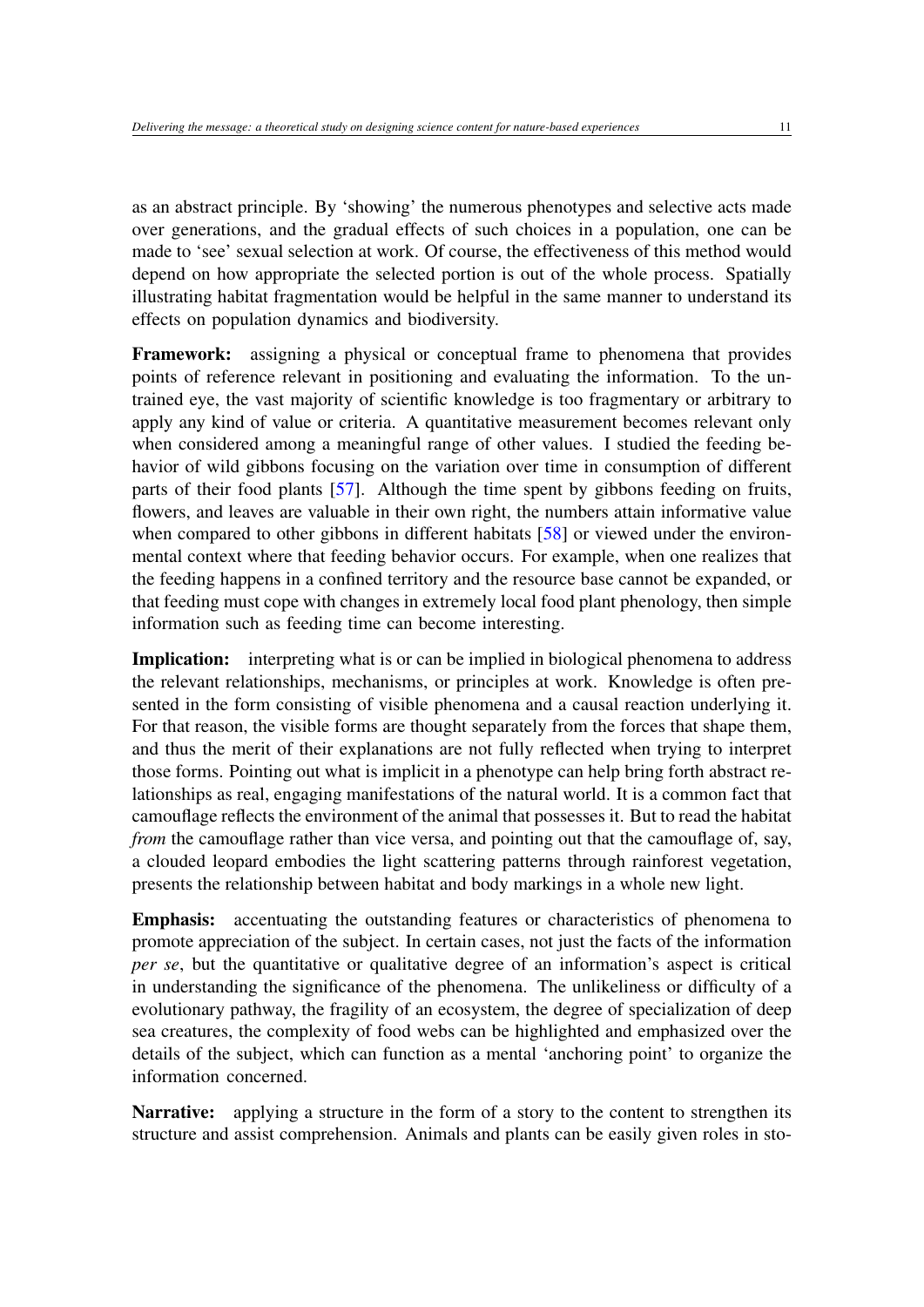as an abstract principle. By 'showing' the numerous phenotypes and selective acts made over generations, and the gradual effects of such choices in a population, one can be made to 'see' sexual selection at work. Of course, the effectiveness of this method would depend on how appropriate the selected portion is out of the whole process. Spatially illustrating habitat fragmentation would be helpful in the same manner to understand its effects on population dynamics and biodiversity.

**Framework:** assigning a physical or conceptual frame to phenomena that provides points of reference relevant in positioning and evaluating the information. To the untrained eye, the vast majority of scientific knowledge is too fragmentary or arbitrary to apply any kind of value or criteria. A quantitative measurement becomes relevant only when considered among a meaningful range of other values. I studied the feeding behavior of wild gibbons focusing on the variation over time in consumption of different parts of their food plants [57]. Although the time spent by gibbons feeding on fruits, flowers, and leaves are valuable in their own right, the numbers attain informative value when compared to other gibbons in different habitats [58] or viewed under the environmental context where that feeding behavior occurs. For example, when one realizes that the feeding happens in a confined territory and the resource base cannot be expanded, or that feeding must cope with changes in extremely local food plant phenology, then simple information such as feeding time can become interesting.

**Implication:** interpreting what is or can be implied in biological phenomena to address the relevant relationships, mechanisms, or principles at work. Knowledge is often presented in the form consisting of visible phenomena and a causal reaction underlying it. For that reason, the visible forms are thought separately from the forces that shape them, and thus the merit of their explanations are not fully reflected when trying to interpret those forms. Pointing out what is implicit in a phenotype can help bring forth abstract relationships as real, engaging manifestations of the natural world. It is a common fact that camouflage reflects the environment of the animal that possesses it. But to read the habitat *from* the camouflage rather than vice versa, and pointing out that the camouflage of, say, a clouded leopard embodies the light scattering patterns through rainforest vegetation, presents the relationship between habitat and body markings in a whole new light.

**Emphasis:** accentuating the outstanding features or characteristics of phenomena to promote appreciation of the subject. In certain cases, not just the facts of the information *per se*, but the quantitative or qualitative degree of an information's aspect is critical in understanding the significance of the phenomena. The unlikeliness or difficulty of a evolutionary pathway, the fragility of an ecosystem, the degree of specialization of deep sea creatures, the complexity of food webs can be highlighted and emphasized over the details of the subject, which can function as a mental 'anchoring point' to organize the information concerned.

**Narrative:** applying a structure in the form of a story to the content to strengthen its structure and assist comprehension. Animals and plants can be easily given roles in sto-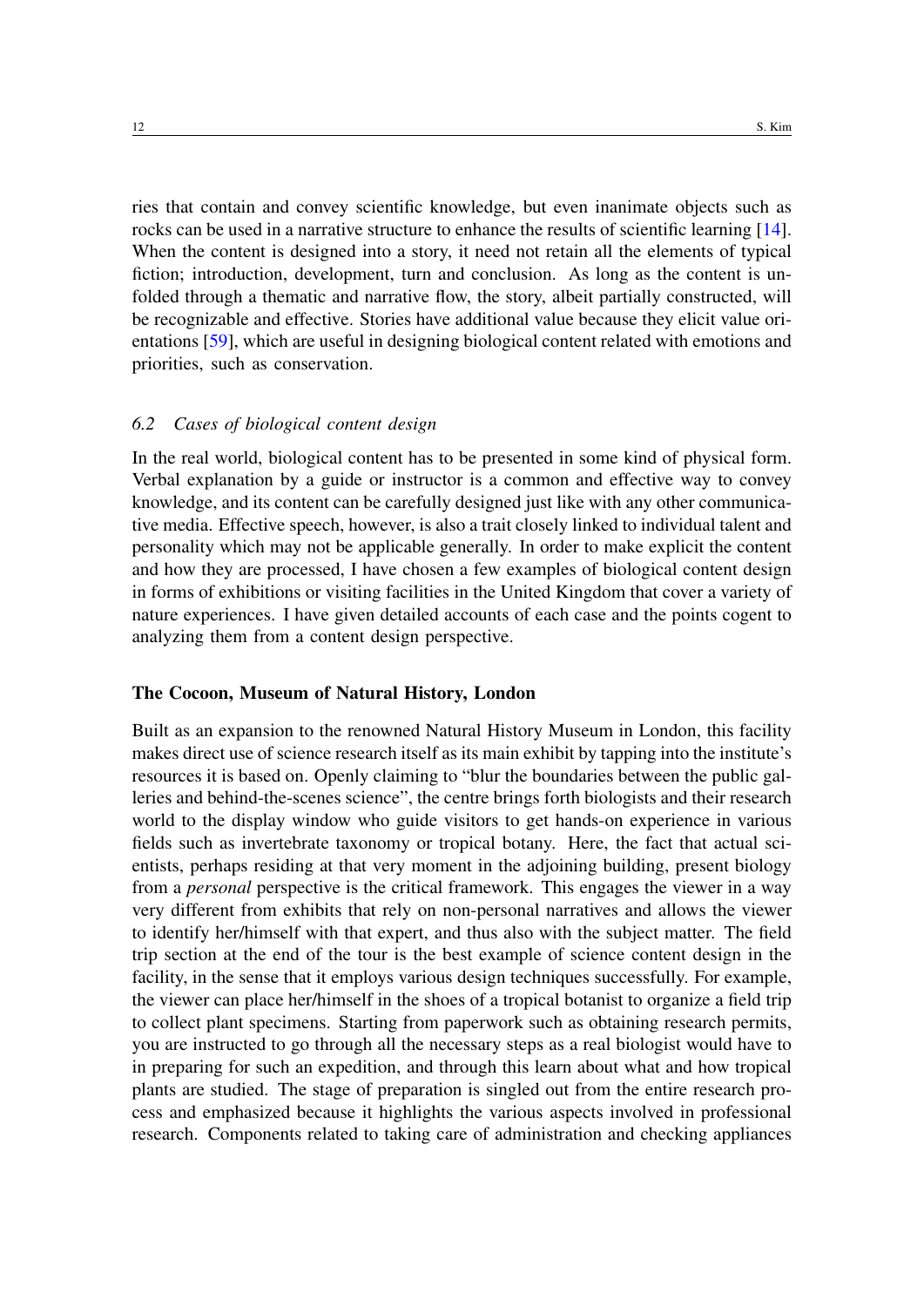ries that contain and convey scientific knowledge, but even inanimate objects such as rocks can be used in a narrative structure to enhance the results of scientific learning [14]. When the content is designed into a story, it need not retain all the elements of typical fiction; introduction, development, turn and conclusion. As long as the content is unfolded through a thematic and narrative flow, the story, albeit partially constructed, will be recognizable and effective. Stories have additional value because they elicit value orientations [59], which are useful in designing biological content related with emotions and priorities, such as conservation.

### *6.2 Cases of biological content design*

In the real world, biological content has to be presented in some kind of physical form. Verbal explanation by a guide or instructor is a common and effective way to convey knowledge, and its content can be carefully designed just like with any other communicative media. Effective speech, however, is also a trait closely linked to individual talent and personality which may not be applicable generally. In order to make explicit the content and how they are processed, I have chosen a few examples of biological content design in forms of exhibitions or visiting facilities in the United Kingdom that cover a variety of nature experiences. I have given detailed accounts of each case and the points cogent to analyzing them from a content design perspective.

**The Cocoon, Museum of Natural History, London**

Built as an expansion to the renowned Natural History Museum in London, this facility makes direct use of science research itself as its main exhibit by tapping into the institute's resources it is based on. Openly claiming to "blur the boundaries between the public galleries and behind-the-scenes science", the centre brings forth biologists and their research world to the display window who guide visitors to get hands-on experience in various fields such as invertebrate taxonomy or tropical botany. Here, the fact that actual scientists, perhaps residing at that very moment in the adjoining building, present biology from a *personal* perspective is the critical framework. This engages the viewer in a way very different from exhibits that rely on non-personal narratives and allows the viewer to identify her/himself with that expert, and thus also with the subject matter. The field trip section at the end of the tour is the best example of science content design in the facility, in the sense that it employs various design techniques successfully. For example, the viewer can place her/himself in the shoes of a tropical botanist to organize a field trip to collect plant specimens. Starting from paperwork such as obtaining research permits, you are instructed to go through all the necessary steps as a real biologist would have to in preparing for such an expedition, and through this learn about what and how tropical plants are studied. The stage of preparation is singled out from the entire research process and emphasized because it highlights the various aspects involved in professional research. Components related to taking care of administration and checking appliances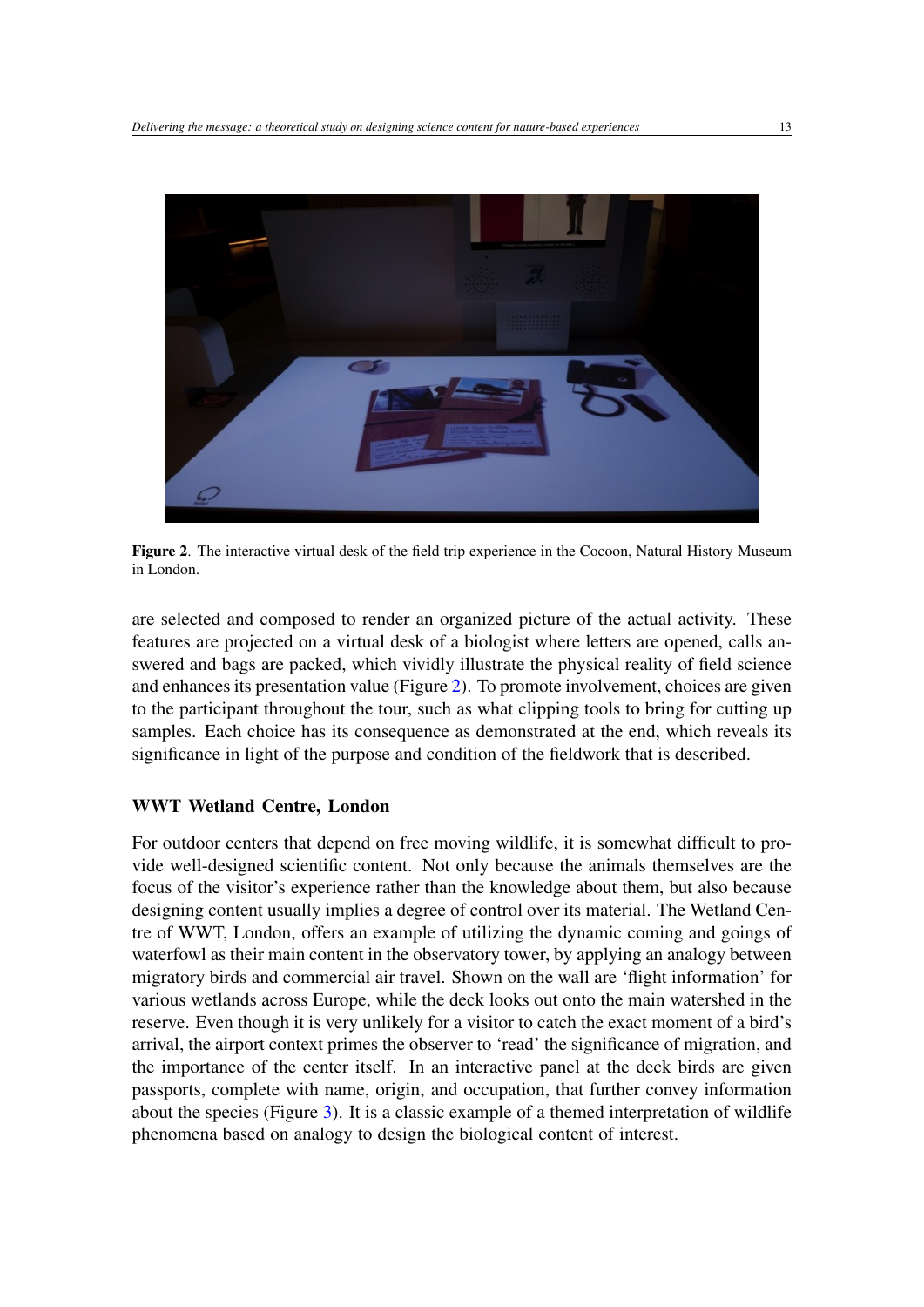**Figure 2**. The interactive virtual desk of the field trip experience in the Cocoon, Natural History Museum in London.

are selected and composed to render an organized picture of the actual activity. These features are projected on a virtual desk of a biologist where letters are opened, calls answered and bags are packed, which vividly illustrate the physical reality of field science and enhances its presentation value (Figure 2). To promote involvement, choices are given to the participant throughout the tour, such as what clipping tools to bring for cutting up samples. Each choice has its consequence as demonstrated at the end, which reveals its significance in light of the purpose and condition of the fieldwork that is described.

### WWT Wetland Centre, London

For outdoor centers that depend on free moving wildlife, it is somewhat difficult to provide well-designed scientific content. Not only because the animals themselves are the focus of the visitor's experience rather than the knowledge about them, but also because designing content usually implies a degree of control over its material. The Wetland Centre of WWT, London, offers an example of utilizing the dynamic coming and goings of waterfowl as their main content in the observatory tower, by applying an analogy between migratory birds and commercial air travel. Shown on the wall are 'flight information' for various wetlands across Europe, while the deck looks out onto the main watershed in the reserve. Even though it is very unlikely for a visitor to catch the exact moment of a bird's arrival, the airport context primes the observer to 'read' the significance of migration, and the importance of the center itself. In an interactive panel at the deck birds are given passports, complete with name, origin, and occupation, that further convey information about the species (Figure 3). It is a classic example of a themed interpretation of wildlife phenomena based on analogy to design the biological content of interest.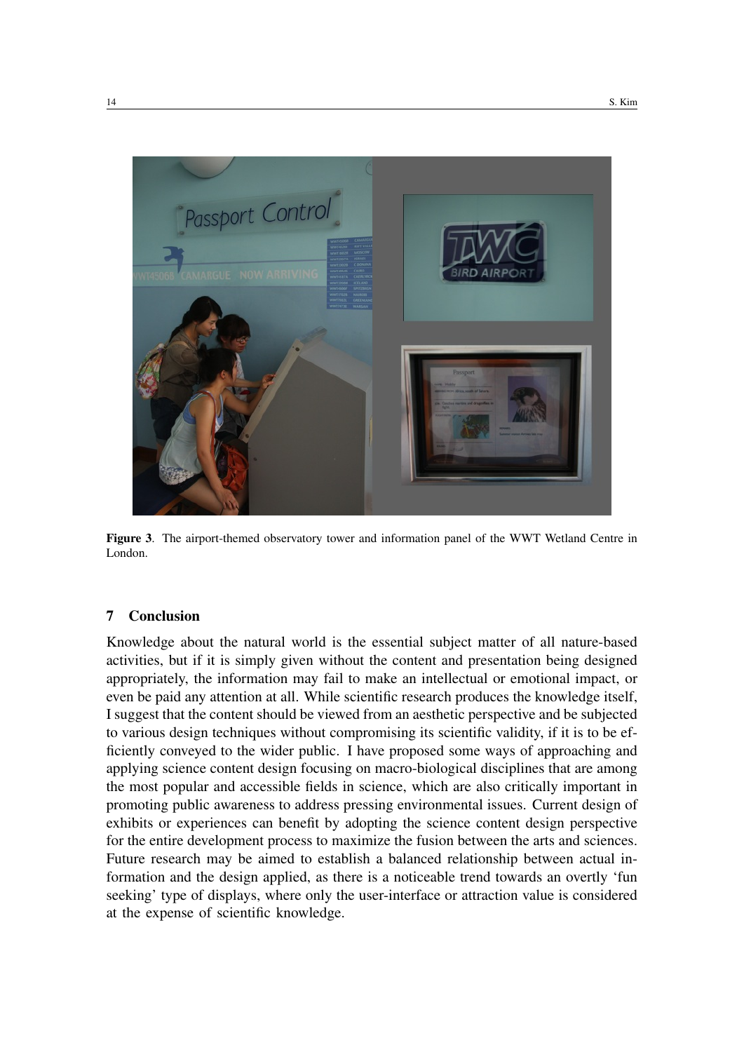**Figure 3**. The airport-themed observatory tower and information panel of the WWT Wetland Centre in London.

## 7 Conclusion

Knowledge about the natural world is the essential subject matter of all nature-based activities, but if it is simply given without the content and presentation being designed appropriately, the information may fail to make an intellectual or emotional impact, or even be paid any attention at all. While scientific research produces the knowledge itself, I suggest that the content should be viewed from an aesthetic perspective and be subjected to various design techniques without compromising its scientific validity, if it is to be efficiently conveyed to the wider public. I have proposed some ways of approaching and applying science content design focusing on macro-biological disciplines that are among the most popular and accessible fields in science, which are also critically important in promoting public awareness to address pressing environmental issues. Current design of exhibits or experiences can benefit by adopting the science content design perspective for the entire development process to maximize the fusion between the arts and sciences. Future research may be aimed to establish a balanced relationship between actual information and the design applied, as there is a noticeable trend towards an overtly 'fun seeking' type of displays, where only the user-interface or attraction value is considered at the expense of scientific knowledge.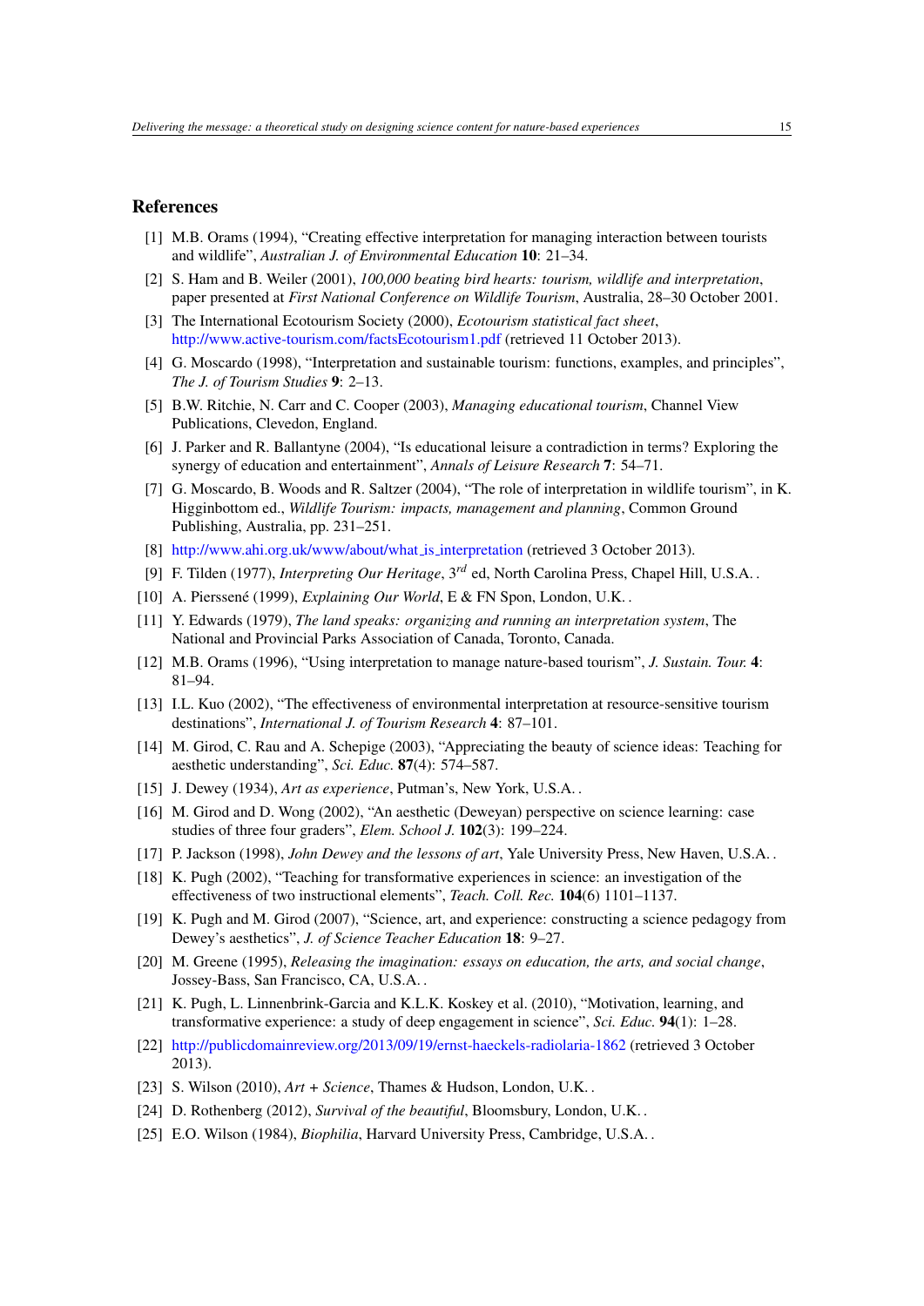## References

[1] M.B. Orams (1994), "Creating effective interpretation for managing interaction between tourists and wildlife", *Australian J. of Environmental Education* **10**: 21–34.

[2] S. Ham and B. Weiler (2001), *100,000 beating bird hearts: tourism, wildlife and interpretation*, paper presented at *First National Conference on Wildlife Tourism*, Australia, 28–30 October 2001.

[3] The International Ecotourism Society (2000), *Ecotourism statistical fact sheet*, http://www.active-tourism.com/factsEcotourism1.pdf (retrieved 11 October 2013).

[4] G. Moscardo (1998), "Interpretation and sustainable tourism: functions, examples, and principles", *The J. of Tourism Studies* **9**: 2–13.

[5] B.W. Ritchie, N. Carr and C. Cooper (2003), *Managing educational tourism*, Channel View Publications, Clevedon, England.

[6] J. Parker and R. Ballantyne (2004), "Is educational leisure a contradiction in terms? Exploring the synergy of education and entertainment", *Annals of Leisure Research* **7**: 54–71.

[7] G. Moscardo, B. Woods and R. Saltzer (2004), "The role of interpretation in wildlife tourism", in K. Higginbottom ed., *Wildlife Tourism: impacts, management and planning*, Common Ground Publishing, Australia, pp. 231–251.

[8] http://www.ahi.org.uk/www/about/what_is_interpretation (retrieved 3 October 2013).

[9] F. Tilden (1977), *Interpreting Our Heritage*, 3$^{rd}$ ed, North Carolina Press, Chapel Hill, U.S.A. .

[10] A. Pierssené (1999), *Explaining Our World*, E & FN Spon, London, U.K. .

[11] Y. Edwards (1979), *The land speaks: organizing and running an interpretation system*, The National and Provincial Parks Association of Canada, Toronto, Canada.

[12] M.B. Orams (1996), "Using interpretation to manage nature-based tourism", *J. Sustain. Tour.* **4**: 81–94.

[13] I.L. Kuo (2002), "The effectiveness of environmental interpretation at resource-sensitive tourism destinations", *International J. of Tourism Research* **4**: 87–101.

[14] M. Girod, C. Rau and A. Schepige (2003), "Appreciating the beauty of science ideas: Teaching for aesthetic understanding", *Sci. Educ.* **87**(4): 574–587.

[15] J. Dewey (1934), *Art as experience*, Putman's, New York, U.S.A. .

[16] M. Girod and D. Wong (2002), "An aesthetic (Deweyan) perspective on science learning: case studies of three four graders", *Elem. School J.* **102**(3): 199–224.

[17] P. Jackson (1998), *John Dewey and the lessons of art*, Yale University Press, New Haven, U.S.A. .

[18] K. Pugh (2002), "Teaching for transformative experiences in science: an investigation of the effectiveness of two instructional elements", *Teach. Coll. Rec.* **104**(6) 1101–1137.

[19] K. Pugh and M. Girod (2007), "Science, art, and experience: constructing a science pedagogy from Dewey's aesthetics", *J. of Science Teacher Education* **18**: 9–27.

[20] M. Greene (1995), *Releasing the imagination: essays on education, the arts, and social change*, Jossey-Bass, San Francisco, CA, U.S.A. .

[21] K. Pugh, L. Linnenbrink-Garcia and K.L.K. Koskey et al. (2010), "Motivation, learning, and transformative experience: a study of deep engagement in science", *Sci. Educ.* **94**(1): 1–28.

[22] http://publicdomainreview.org/2013/09/19/ernst-haeckels-radiolaria-1862 (retrieved 3 October 2013).

[23] S. Wilson (2010), *Art + Science*, Thames & Hudson, London, U.K. .

[24] D. Rothenberg (2012), *Survival of the beautiful*, Bloomsbury, London, U.K. .

[25] E.O. Wilson (1984), *Biophilia*, Harvard University Press, Cambridge, U.S.A. .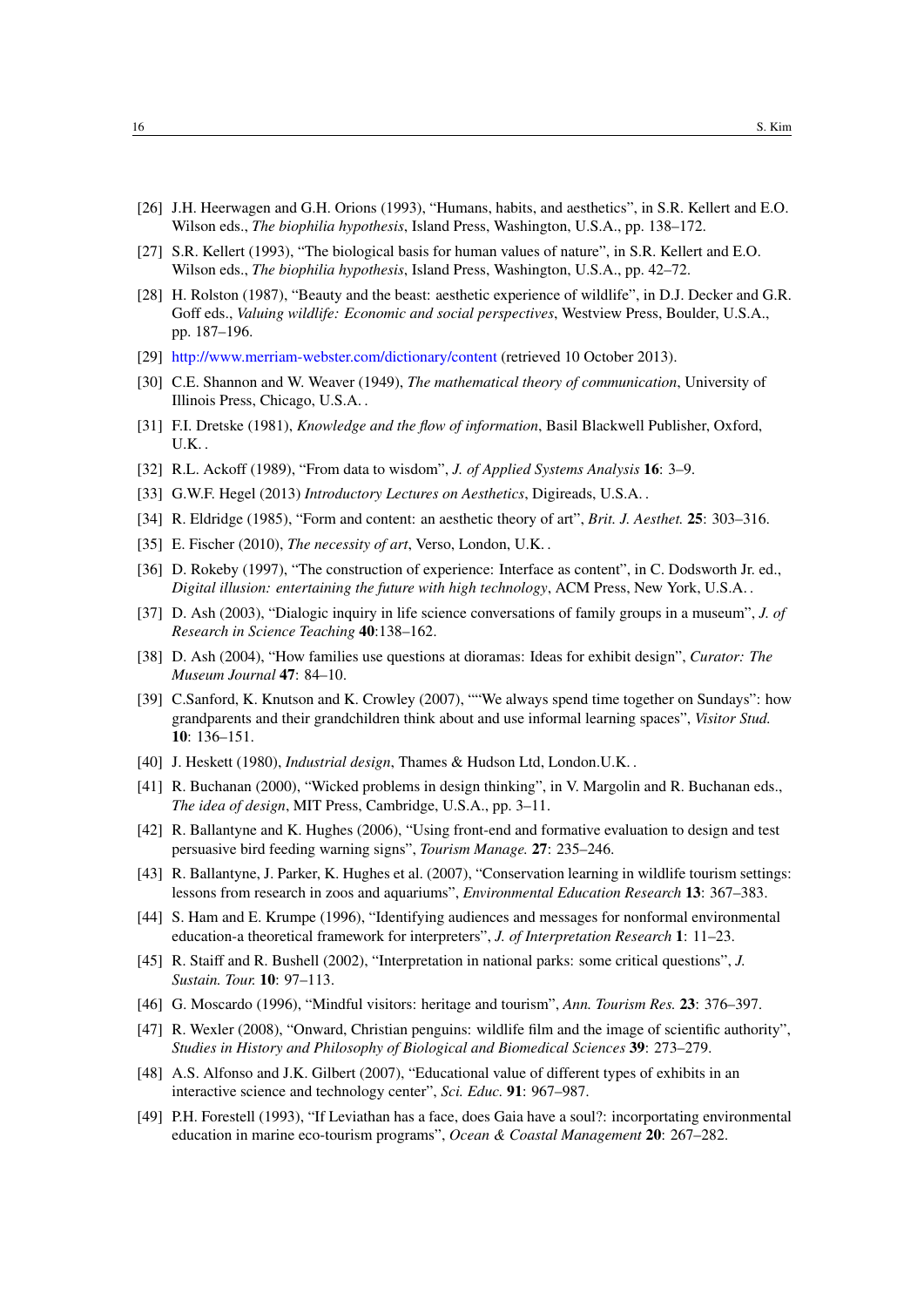[26] J.H. Heerwagen and G.H. Orions (1993), “Humans, habits, and aesthetics”, in S.R. Kellert and E.O. Wilson eds., *The biophilia hypothesis*, Island Press, Washington, U.S.A., pp. 138–172.

[27] S.R. Kellert (1993), “The biological basis for human values of nature”, in S.R. Kellert and E.O. Wilson eds., *The biophilia hypothesis*, Island Press, Washington, U.S.A., pp. 42–72.

[28] H. Rolston (1987), “Beauty and the beast: aesthetic experience of wildlife”, in D.J. Decker and G.R. Goff eds., *Valuing wildlife: Economic and social perspectives*, Westview Press, Boulder, U.S.A., pp. 187–196.

[29] http://www.merriam-webster.com/dictionary/content (retrieved 10 October 2013).

[30] C.E. Shannon and W. Weaver (1949), *The mathematical theory of communication*, University of Illinois Press, Chicago, U.S.A. .

[31] F.I. Dretske (1981), *Knowledge and the flow of information*, Basil Blackwell Publisher, Oxford, U.K. .

[32] R.L. Ackoff (1989), “From data to wisdom”, *J. of Applied Systems Analysis* **16**: 3–9.

[33] G.W.F. Hegel (2013) *Introductory Lectures on Aesthetics*, Digireads, U.S.A. .

[34] R. Eldridge (1985), “Form and content: an aesthetic theory of art”, *Brit. J. Aesthet.* **25**: 303–316.

[35] E. Fischer (2010), *The necessity of art*, Verso, London, U.K. .

[36] D. Rokeby (1997), “The construction of experience: Interface as content”, in C. Dodsworth Jr. ed., *Digital illusion: entertaining the future with high technology*, ACM Press, New York, U.S.A. .

[37] D. Ash (2003), “Dialogic inquiry in life science conversations of family groups in a museum”, *J. of Research in Science Teaching* **40**:138–162.

[38] D. Ash (2004), “How families use questions at dioramas: Ideas for exhibit design”, *Curator: The Museum Journal* **47**: 84–10.

[39] C.Sanford, K. Knutson and K. Crowley (2007), ““We always spend time together on Sundays”: how grandparents and their grandchildren think about and use informal learning spaces”, *Visitor Stud.* **10**: 136–151.

[40] J. Heskett (1980), *Industrial design*, Thames & Hudson Ltd, London.U.K. .

[41] R. Buchanan (2000), “Wicked problems in design thinking”, in V. Margolin and R. Buchanan eds., *The idea of design*, MIT Press, Cambridge, U.S.A., pp. 3–11.

[42] R. Ballantyne and K. Hughes (2006), “Using front-end and formative evaluation to design and test persuasive bird feeding warning signs”, *Tourism Manage.* **27**: 235–246.

[43] R. Ballantyne, J. Parker, K. Hughes et al. (2007), “Conservation learning in wildlife tourism settings: lessons from research in zoos and aquariums”, *Environmental Education Research* **13**: 367–383.

[44] S. Ham and E. Krumpe (1996), “Identifying audiences and messages for nonformal environmental education-a theoretical framework for interpreters”, *J. of Interpretation Research* **1**: 11–23.

[45] R. Staiff and R. Bushell (2002), “Interpretation in national parks: some critical questions”, *J. Sustain. Tour.* **10**: 97–113.

[46] G. Moscardo (1996), “Mindful visitors: heritage and tourism”, *Ann. Tourism Res.* **23**: 376–397.

[47] R. Wexler (2008), “Onward, Christian penguins: wildlife film and the image of scientific authority”, *Studies in History and Philosophy of Biological and Biomedical Sciences* **39**: 273–279.

[48] A.S. Alfonso and J.K. Gilbert (2007), “Educational value of different types of exhibits in an interactive science and technology center”, *Sci. Educ.* **91**: 967–987.

[49] P.H. Forestell (1993), “If Leviathan has a face, does Gaia have a soul?: incorportating environmental education in marine eco-tourism programs”, *Ocean & Coastal Management* **20**: 267–282.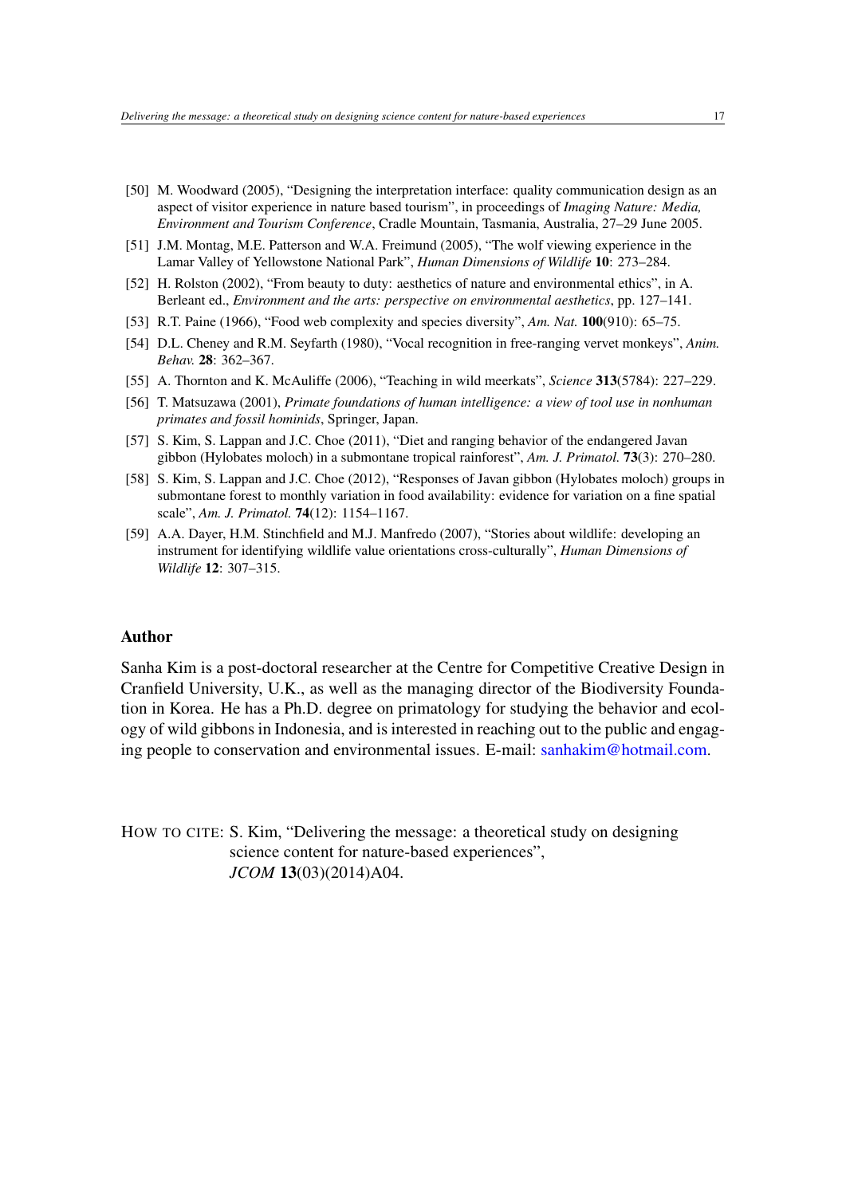[50] M. Woodward (2005), "Designing the interpretation interface: quality communication design as an aspect of visitor experience in nature based tourism", in proceedings of *Imaging Nature: Media, Environment and Tourism Conference*, Cradle Mountain, Tasmania, Australia, 27–29 June 2005.

[51] J.M. Montag, M.E. Patterson and W.A. Freimund (2005), "The wolf viewing experience in the Lamar Valley of Yellowstone National Park", *Human Dimensions of Wildlife* **10**: 273–284.

[52] H. Rolston (2002), "From beauty to duty: aesthetics of nature and environmental ethics", in A. Berleant ed., *Environment and the arts: perspective on environmental aesthetics*, pp. 127–141.

[53] R.T. Paine (1966), "Food web complexity and species diversity", *Am. Nat.* **100**(910): 65–75.

[54] D.L. Cheney and R.M. Seyfarth (1980), "Vocal recognition in free-ranging vervet monkeys", *Anim. Behav.* **28**: 362–367.

[55] A. Thornton and K. McAuliffe (2006), "Teaching in wild meerkats", *Science* **313**(5784): 227–229.

[56] T. Matsuzawa (2001), *Primate foundations of human intelligence: a view of tool use in nonhuman primates and fossil hominids*, Springer, Japan.

[57] S. Kim, S. Lappan and J.C. Choe (2011), "Diet and ranging behavior of the endangered Javan gibbon (Hylobates moloch) in a submontane tropical rainforest", *Am. J. Primatol.* **73**(3): 270–280.

[58] S. Kim, S. Lappan and J.C. Choe (2012), "Responses of Javan gibbon (Hylobates moloch) groups in submontane forest to monthly variation in food availability: evidence for variation on a fine spatial scale", *Am. J. Primatol.* **74**(12): 1154–1167.

[59] A.A. Dayer, H.M. Stinchfield and M.J. Manfredo (2007), "Stories about wildlife: developing an instrument for identifying wildlife value orientations cross-culturally", *Human Dimensions of Wildlife* **12**: 307–315.

## Author

Sanha Kim is a post-doctoral researcher at the Centre for Competitive Creative Design in Cranfield University, U.K., as well as the managing director of the Biodiversity Foundation in Korea. He has a Ph.D. degree on primatology for studying the behavior and ecology of wild gibbons in Indonesia, and is interested in reaching out to the public and engaging people to conservation and environmental issues. E-mail: sanhakim@hotmail.com.

HOW TO CITE: S. Kim, "Delivering the message: a theoretical study on designing science content for nature-based experiences", *JCOM* **13**(03)(2014)A04.